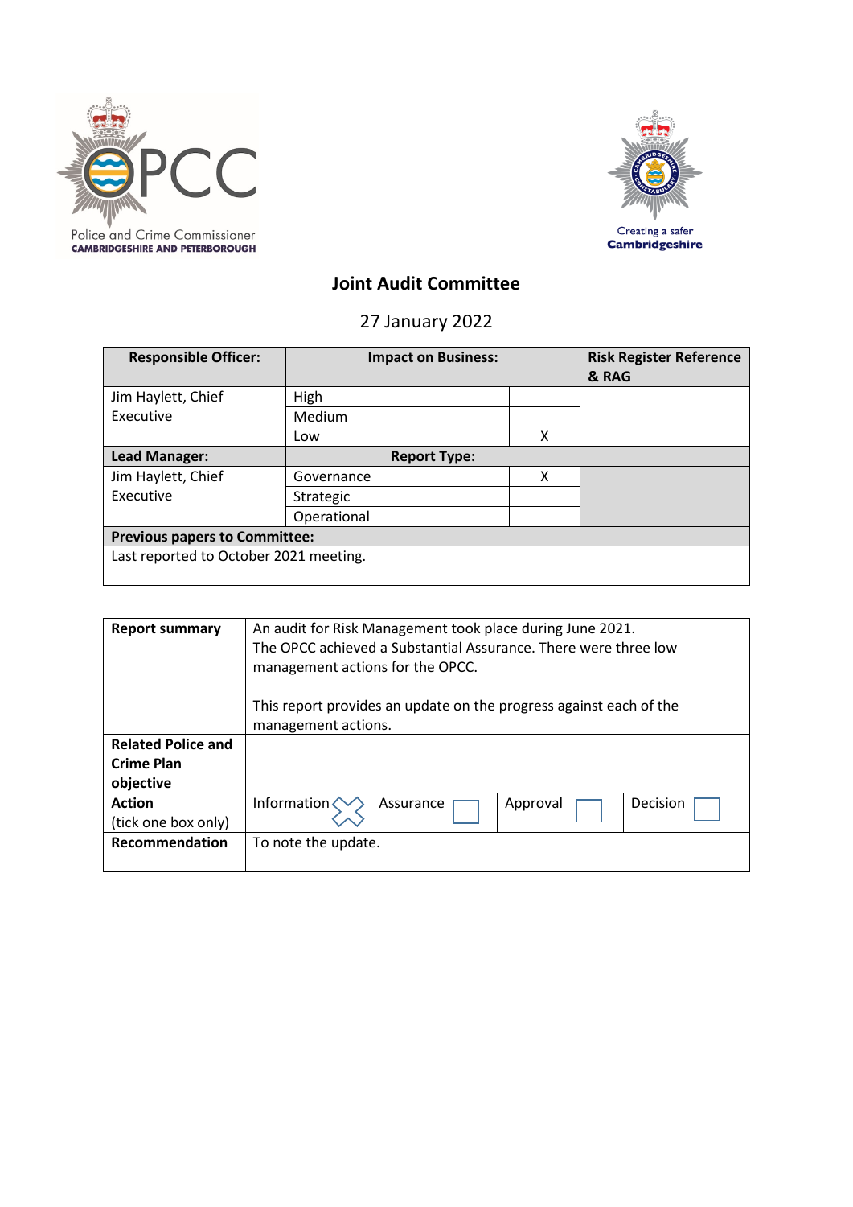Police and Crime Commissioner
CAMBRIDGESHIRE AND PETERBOROUGH

Creating a safer
Cambridgeshire

# Joint Audit Committee

27 January 2022

| Responsible Officer: | Impact on Business: | | Risk Register Reference & RAG |
|---|---|---|---|
| Jim Haylett, Chief Executive | High | | |
| | Medium | | |
| | Low | X | |
| **Lead Manager:** | **Report Type:** | | |
| Jim Haylett, Chief Executive | Governance | X | |
| | Strategic | | |
| | Operational | | |
| **Previous papers to Committee:** | | | |
| Last reported to October 2021 meeting. | | | |

| | |
|---|---|
| **Report summary** | An audit for Risk Management took place during June 2021. The OPCC achieved a Substantial Assurance. There were three low management actions for the OPCC.<br><br>This report provides an update on the progress against each of the management actions. |
| **Related Police and Crime Plan objective** | |
| **Action** (tick one box only) | Information ☒ Assurance ☐ Approval ☐ Decision ☐ |
| **Recommendation** | To note the update. |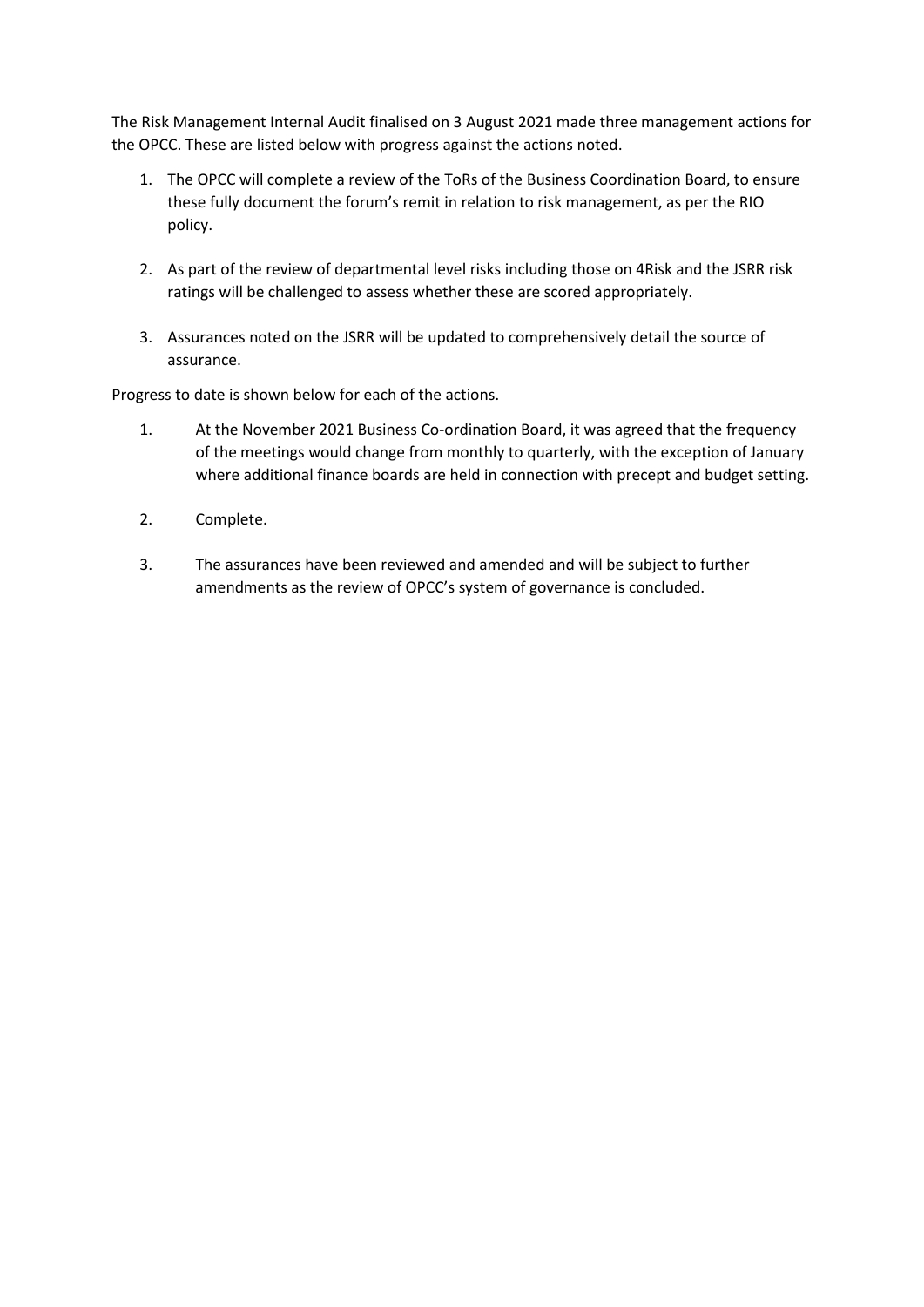The Risk Management Internal Audit finalised on 3 August 2021 made three management actions for the OPCC. These are listed below with progress against the actions noted.

1. The OPCC will complete a review of the ToRs of the Business Coordination Board, to ensure these fully document the forum's remit in relation to risk management, as per the RIO policy.
2. As part of the review of departmental level risks including those on 4Risk and the JSRR risk ratings will be challenged to assess whether these are scored appropriately.
3. Assurances noted on the JSRR will be updated to comprehensively detail the source of assurance.

Progress to date is shown below for each of the actions.

1. At the November 2021 Business Co-ordination Board, it was agreed that the frequency of the meetings would change from monthly to quarterly, with the exception of January where additional finance boards are held in connection with precept and budget setting.
2. Complete.
3. The assurances have been reviewed and amended and will be subject to further amendments as the review of OPCC's system of governance is concluded.